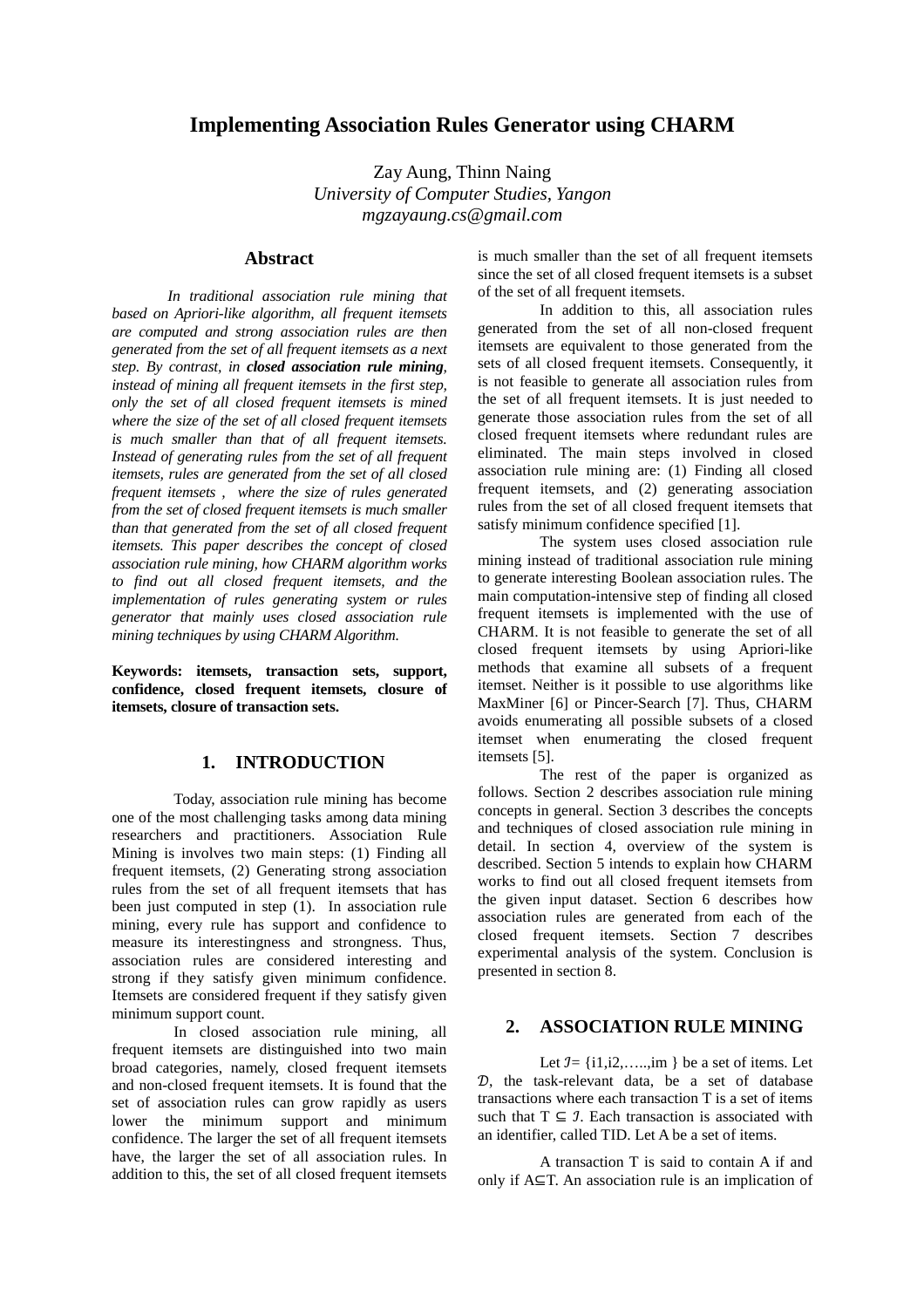# Implementing Association Rules Generator using CHARM

Zay Aung, Thinn Naing
*University of Computer Studies, Yangon*
*mgzayaung.cs@gmail.com*

## Abstract

*In traditional association rule mining that based on Apriori-like algorithm, all frequent itemsets are computed and strong association rules are then generated from the set of all frequent itemsets as a next step. By contrast, in* ***closed association rule mining****, instead of mining all frequent itemsets in the first step, only the set of all closed frequent itemsets is mined where the size of the set of all closed frequent itemsets is much smaller than that of all frequent itemsets. Instead of generating rules from the set of all frequent itemsets, rules are generated from the set of all closed frequent itemsets , where the size of rules generated from the set of closed frequent itemsets is much smaller than that generated from the set of all closed frequent itemsets. This paper describes the concept of closed association rule mining, how CHARM algorithm works to find out all closed frequent itemsets, and the implementation of rules generating system or rules generator that mainly uses closed association rule mining techniques by using CHARM Algorithm.*

**Keywords: itemsets, transaction sets, support, confidence, closed frequent itemsets, closure of itemsets, closure of transaction sets.**

## 1. INTRODUCTION

Today, association rule mining has become one of the most challenging tasks among data mining researchers and practitioners. Association Rule Mining is involves two main steps: (1) Finding all frequent itemsets, (2) Generating strong association rules from the set of all frequent itemsets that has been just computed in step (1). In association rule mining, every rule has support and confidence to measure its interestingness and strongness. Thus, association rules are considered interesting and strong if they satisfy given minimum confidence. Itemsets are considered frequent if they satisfy given minimum support count.

In closed association rule mining, all frequent itemsets are distinguished into two main broad categories, namely, closed frequent itemsets and non-closed frequent itemsets. It is found that the set of association rules can grow rapidly as users lower the minimum support and minimum confidence. The larger the set of all frequent itemsets have, the larger the set of all association rules. In addition to this, the set of all closed frequent itemsets is much smaller than the set of all frequent itemsets since the set of all closed frequent itemsets is a subset of the set of all frequent itemsets.

In addition to this, all association rules generated from the set of all non-closed frequent itemsets are equivalent to those generated from the sets of all closed frequent itemsets. Consequently, it is not feasible to generate all association rules from the set of all frequent itemsets. It is just needed to generate those association rules from the set of all closed frequent itemsets where redundant rules are eliminated. The main steps involved in closed association rule mining are: (1) Finding all closed frequent itemsets, and (2) generating association rules from the set of all closed frequent itemsets that satisfy minimum confidence specified [1].

The system uses closed association rule mining instead of traditional association rule mining to generate interesting Boolean association rules. The main computation-intensive step of finding all closed frequent itemsets is implemented with the use of CHARM. It is not feasible to generate the set of all closed frequent itemsets by using Apriori-like methods that examine all subsets of a frequent itemset. Neither is it possible to use algorithms like MaxMiner [6] or Pincer-Search [7]. Thus, CHARM avoids enumerating all possible subsets of a closed itemset when enumerating the closed frequent itemsets [5].

The rest of the paper is organized as follows. Section 2 describes association rule mining concepts in general. Section 3 describes the concepts and techniques of closed association rule mining in detail. In section 4, overview of the system is described. Section 5 intends to explain how CHARM works to find out all closed frequent itemsets from the given input dataset. Section 6 describes how association rules are generated from each of the closed frequent itemsets. Section 7 describes experimental analysis of the system. Conclusion is presented in section 8.

## 2. ASSOCIATION RULE MINING

Let $\mathcal{I}$= {i1,i2,…..,im } be a set of items. Let $\mathcal{D}$, the task-relevant data, be a set of database transactions where each transaction T is a set of items such that $T \subseteq \mathcal{I}$. Each transaction is associated with an identifier, called TID. Let A be a set of items.

A transaction T is said to contain A if and only if $A \subseteq T$. An association rule is an implication of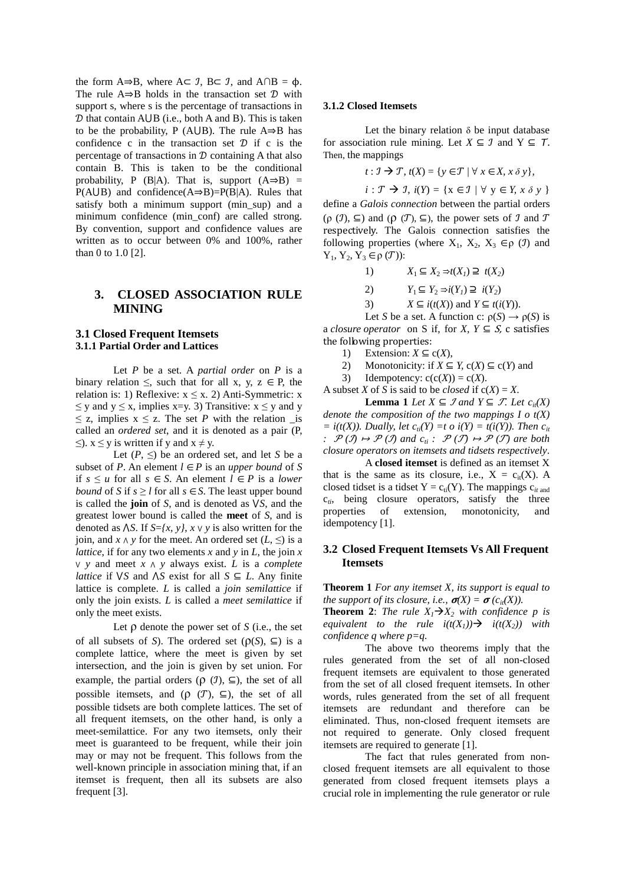the form A⇒B, where A⊂ $\mathcal{I}$, B⊂ $\mathcal{I}$, and A∩B = ϕ. The rule A⇒B holds in the transaction set $\mathcal{D}$ with support s, where s is the percentage of transactions in $\mathcal{D}$ that contain A∪B (i.e., both A and B). This is taken to be the probability, P (A∪B). The rule A⇒B has confidence c in the transaction set $\mathcal{D}$ if c is the percentage of transactions in $\mathcal{D}$ containing A that also contain B. This is taken to be the conditional probability, P (B|A). That is, support (A⇒B) = P(A∪B) and confidence(A⇒B)=P(B|A). Rules that satisfy both a minimum support (min_sup) and a minimum confidence (min_conf) are called strong. By convention, support and confidence values are written as to occur between 0% and 100%, rather than 0 to 1.0 [2].

## 3. CLOSED ASSOCIATION RULE MINING

### 3.1 Closed Frequent Itemsets

#### 3.1.1 Partial Order and Lattices

Let *P* be a set. A *partial order* on *P* is a binary relation ≤, such that for all x, y, z ∈ P, the relation is: 1) Reflexive: x ≤ x. 2) Anti-Symmetric: x ≤ y and y ≤ x, implies x=y. 3) Transitive: x ≤ y and y ≤ z, implies x ≤ z. The set *P* with the relation _is called an *ordered set*, and it is denoted as a pair (P, ≤). x ≤ y is written if y and x ≠ y.

Let (*P*, ≤) be an ordered set, and let *S* be a subset of *P*. An element *l* ∈ *P* is an *upper bound* of *S* if *s* ≤ *u* for all *s* ∈ *S*. An element *l* ∈ *P* is a *lower bound* of *S* if *s* ≥ *l* for all *s* ∈ *S*. The least upper bound is called the **join** of *S*, and is denoted as ⋁*S*, and the greatest lower bound is called the **meet** of *S*, and is denoted as ⋀*S*. If *S={x, y}*, *x* ∨ *y* is also written for the join, and *x* ∧ *y* for the meet. An ordered set (*L*, ≤) is a *lattice*, if for any two elements *x* and *y* in *L*, the join *x* ∨ *y* and meet *x* ∧ *y* always exist. *L* is a *complete lattice* if ⋁*S* and ⋀*S* exist for all *S* ⊆ *L*. Any finite lattice is complete. *L* is called a *join semilattice* if only the join exists. *L* is called a *meet semilattice* if only the meet exists.

Let ρ denote the power set of *S* (i.e., the set of all subsets of *S*). The ordered set (ρ(*S*), ⊆) is a complete lattice, where the meet is given by set intersection, and the join is given by set union. For example, the partial orders (ρ ($\mathcal{I}$), ⊆), the set of all possible itemsets, and (ρ ($\mathcal{T}$), ⊆), the set of all possible tidsets are both complete lattices. The set of all frequent itemsets, on the other hand, is only a meet-semilattice. For any two itemsets, only their meet is guaranteed to be frequent, while their join may or may not be frequent. This follows from the well-known principle in association mining that, if an itemset is frequent, then all its subsets are also frequent [3].

#### 3.1.2 Closed Itemsets

Let the binary relation δ be input database for association rule mining. Let $X \subseteq \mathcal{I}$ and $Y \subseteq \mathcal{T}$. Then, the mappings

$$t : \mathcal{I} \rightarrow \mathcal{T},\ t(X) = \{y \in \mathcal{T} \mid \forall\ x \in X,\ x\ \delta\ y\},$$

$$i : \mathcal{T} \rightarrow \mathcal{I},\ i(Y) = \{x \in \mathcal{I} \mid \forall\ y \in Y,\ x\ \delta\ y\}$$

define a *Galois connection* between the partial orders (ρ ($\mathcal{I}$), ⊆) and (ρ ($\mathcal{T}$), ⊆), the power sets of $\mathcal{I}$ and $\mathcal{T}$ respectively. The Galois connection satisfies the following properties (where $X_1$, $X_2$, $X_3$ ∈ρ ($\mathcal{I}$) and $Y_1$, $Y_2$, $Y_3$ ∈ρ ($\mathcal{T}$)):

1) $X_1 \subseteq X_2 \Rightarrow t(X_1) \supseteq t(X_2)$
2) $Y_1 \subseteq Y_2 \Rightarrow i(Y_1) \supseteq i(Y_2)$
3) $X \subseteq i(t(X))$ and $Y \subseteq t(i(Y))$.

Let *S* be a set. A function c: ρ(*S*) → ρ(*S*) is a *closure operator* on S if, for *X*, *Y* ⊆ *S*, c satisfies the following properties:

1) Extension: *X* ⊆ c(*X*),
2) Monotonicity: if *X* ⊆ *Y*, c(*X*) ⊆ c(*Y*) and
3) Idempotency: c(c(*X*)) = c(*X*).

A subset *X* of *S* is said to be *closed* if c(*X*) = *X*.

**Lemma 1** *Let* $X \subseteq \mathcal{I}$ *and* $Y \subseteq \mathcal{T}$. *Let* $c_{it}(X)$ *denote the composition of the two mappings* $I \circ t(X) = i(t(X))$. *Dually, let* $c_{ti}(Y) = t \circ i(Y) = t(i(Y))$. *Then* $c_{it} : \mathcal{P}(\mathcal{I}) \mapsto \mathcal{P}(\mathcal{I})$ *and* $c_{ti} : \mathcal{P}(\mathcal{T}) \mapsto \mathcal{P}(\mathcal{T})$ *are both closure operators on itemsets and tidsets respectively*.

A **closed itemset** is defined as an itemset X that is the same as its closure, i.e., $X = c_{it}(X)$. A closed tidset is a tidset $Y = c_{ti}(Y)$. The mappings $c_{it}$ and $c_{ti}$, being closure operators, satisfy the three properties of extension, monotonicity, and idempotency [1].

### 3.2 Closed Frequent Itemsets Vs All Frequent Itemsets

**Theorem 1** *For any itemset X, its support is equal to the support of its closure, i.e.,* $\sigma(X) = \sigma(c_{it}(X))$.

**Theorem 2**: *The rule* $X_1 \rightarrow X_2$ *with confidence p is equivalent to the rule* $i(t(X_1)) \rightarrow i(t(X_2))$ *with confidence q where p=q.*

The above two theorems imply that the rules generated from the set of all non-closed frequent itemsets are equivalent to those generated from the set of all closed frequent itemsets. In other words, rules generated from the set of all frequent itemsets are redundant and therefore can be eliminated. Thus, non-closed frequent itemsets are not required to generate. Only closed frequent itemsets are required to generate [1].

The fact that rules generated from non-closed frequent itemsets are all equivalent to those generated from closed frequent itemsets plays a crucial role in implementing the rule generator or rule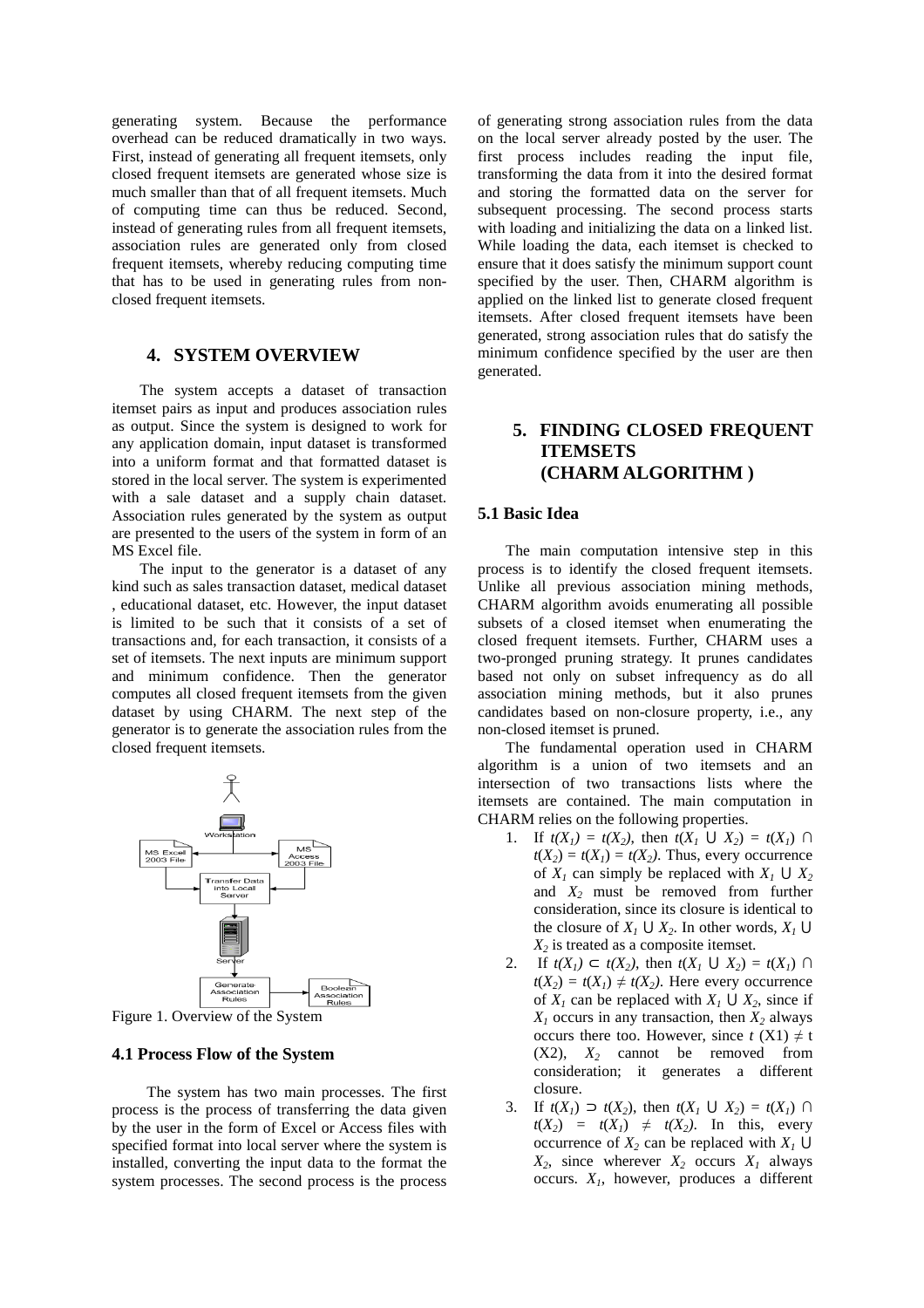generating system. Because the performance overhead can be reduced dramatically in two ways. First, instead of generating all frequent itemsets, only closed frequent itemsets are generated whose size is much smaller than that of all frequent itemsets. Much of computing time can thus be reduced. Second, instead of generating rules from all frequent itemsets, association rules are generated only from closed frequent itemsets, whereby reducing computing time that has to be used in generating rules from non-closed frequent itemsets.

## 4. SYSTEM OVERVIEW

The system accepts a dataset of transaction itemset pairs as input and produces association rules as output. Since the system is designed to work for any application domain, input dataset is transformed into a uniform format and that formatted dataset is stored in the local server. The system is experimented with a sale dataset and a supply chain dataset. Association rules generated by the system as output are presented to the users of the system in form of an MS Excel file.

The input to the generator is a dataset of any kind such as sales transaction dataset, medical dataset , educational dataset, etc. However, the input dataset is limited to be such that it consists of a set of transactions and, for each transaction, it consists of a set of itemsets. The next inputs are minimum support and minimum confidence. Then the generator computes all closed frequent itemsets from the given dataset by using CHARM. The next step of the generator is to generate the association rules from the closed frequent itemsets.

Figure 1. Overview of the System

### 4.1 Process Flow of the System

The system has two main processes. The first process is the process of transferring the data given by the user in the form of Excel or Access files with specified format into local server where the system is installed, converting the input data to the format the system processes. The second process is the process of generating strong association rules from the data on the local server already posted by the user. The first process includes reading the input file, transforming the data from it into the desired format and storing the formatted data on the server for subsequent processing. The second process starts with loading and initializing the data on a linked list. While loading the data, each itemset is checked to ensure that it does satisfy the minimum support count specified by the user. Then, CHARM algorithm is applied on the linked list to generate closed frequent itemsets. After closed frequent itemsets have been generated, strong association rules that do satisfy the minimum confidence specified by the user are then generated.

## 5. FINDING CLOSED FREQUENT ITEMSETS (CHARM ALGORITHM )

### 5.1 Basic Idea

The main computation intensive step in this process is to identify the closed frequent itemsets. Unlike all previous association mining methods, CHARM algorithm avoids enumerating all possible subsets of a closed itemset when enumerating the closed frequent itemsets. Further, CHARM uses a two-pronged pruning strategy. It prunes candidates based not only on subset infrequency as do all association mining methods, but it also prunes candidates based on non-closure property, i.e., any non-closed itemset is pruned.

The fundamental operation used in CHARM algorithm is a union of two itemsets and an intersection of two transactions lists where the itemsets are contained. The main computation in CHARM relies on the following properties.

1. If $t(X_1) = t(X_2)$, then $t(X_1 \cup X_2) = t(X_1) \cap t(X_2) = t(X_1) = t(X_2)$. Thus, every occurrence of $X_1$ can simply be replaced with $X_1 \cup X_2$ and $X_2$ must be removed from further consideration, since its closure is identical to the closure of $X_1 \cup X_2$. In other words, $X_1 \cup X_2$ is treated as a composite itemset.
2. If $t(X_1) \subset t(X_2)$, then $t(X_1 \cup X_2) = t(X_1) \cap t(X_2) = t(X_1) \neq t(X_2)$. Here every occurrence of $X_1$ can be replaced with $X_1 \cup X_2$, since if $X_1$ occurs in any transaction, then $X_2$ always occurs there too. However, since $t(X1) \neq t(X2)$, $X_2$ cannot be removed from consideration; it generates a different closure.
3. If $t(X_1) \supset t(X_2)$, then $t(X_1 \cup X_2) = t(X_1) \cap t(X_2) = t(X_1) \neq t(X_2)$. In this, every occurrence of $X_2$ can be replaced with $X_1 \cup X_2$, since wherever $X_2$ occurs $X_1$ always occurs. $X_1$, however, produces a different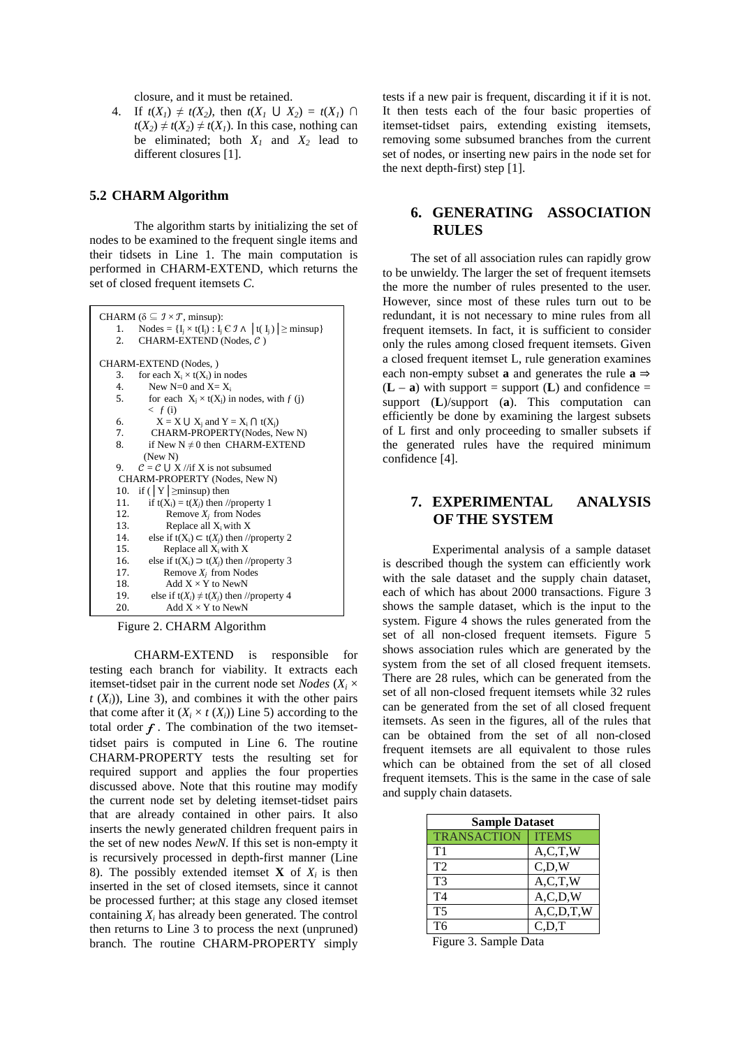closure, and it must be retained.

4. If $t(X_1) \neq t(X_2)$, then $t(X_1 \cup X_2) = t(X_1) \cap t(X_2) \neq t(X_2) \neq t(X_1)$. In this case, nothing can be eliminated; both $X_1$ and $X_2$ lead to different closures [1].

## 5.2 CHARM Algorithm

The algorithm starts by initializing the set of nodes to be examined to the frequent single items and their tidsets in Line 1. The main computation is performed in CHARM-EXTEND, which returns the set of closed frequent itemsets *C*.

```
CHARM (δ ⊆ I × T, minsup):
 1.   Nodes = {I_j × t(I_j) : I_j ∈ I ∧ |t(I_j)| ≥ minsup}
 2.   CHARM-EXTEND (Nodes, C )

CHARM-EXTEND (Nodes, )
 3.   for each X_i × t(X_i) in nodes
 4.     New N=0 and X= X_i
 5.     for each X_j × t(X_j) in nodes, with f (j)
        < f (i)
 6.       X = X ∪ X_j and Y = X_i ∩ t(X_j)
 7.       CHARM-PROPERTY(Nodes, New N)
 8.     if New N ≠ 0 then CHARM-EXTEND
        (New N)
 9.   C = C ∪ X //if X is not subsumed
 CHARM-PROPERTY (Nodes, New N)
10.   if ( |Y| ≥minsup) then
11.     if t(X_i) = t(X_j) then //property 1
12.       Remove X_j from Nodes
13.       Replace all X_i with X
14.     else if t(X_i) ⊂ t(X_j) then //property 2
15.       Replace all X_i with X
16.     else if t(X_i) ⊃ t(X_j) then //property 3
17.       Remove X_j from Nodes
18.       Add X × Y to NewN
19.     else if t(X_i) ≠ t(X_j) then //property 4
20.       Add X × Y to NewN
```

Figure 2. CHARM Algorithm

CHARM-EXTEND is responsible for testing each branch for viability. It extracts each itemset-tidset pair in the current node set *Nodes* ($X_i \times t(X_i)$), Line 3), and combines it with the other pairs that come after it ($X_j \times t(X_j)$) Line 5) according to the total order $f$. The combination of the two itemset-tidset pairs is computed in Line 6. The routine CHARM-PROPERTY tests the resulting set for required support and applies the four properties discussed above. Note that this routine may modify the current node set by deleting itemset-tidset pairs that are already contained in other pairs. It also inserts the newly generated children frequent pairs in the set of new nodes *NewN*. If this set is non-empty it is recursively processed in depth-first manner (Line 8). The possibly extended itemset **X** of $X_i$ is then inserted in the set of closed itemsets, since it cannot be processed further; at this stage any closed itemset containing $X_i$ has already been generated. The control then returns to Line 3 to process the next (unpruned) branch. The routine CHARM-PROPERTY simply tests if a new pair is frequent, discarding it if it is not. It then tests each of the four basic properties of itemset-tidset pairs, extending existing itemsets, removing some subsumed branches from the current set of nodes, or inserting new pairs in the node set for the next depth-first) step [1].

# 6. GENERATING ASSOCIATION RULES

The set of all association rules can rapidly grow to be unwieldy. The larger the set of frequent itemsets the more the number of rules presented to the user. However, since most of these rules turn out to be redundant, it is not necessary to mine rules from all frequent itemsets. In fact, it is sufficient to consider only the rules among closed frequent itemsets. Given a closed frequent itemset L, rule generation examines each non-empty subset **a** and generates the rule $\mathbf{a} \Rightarrow (\mathbf{L} - \mathbf{a})$ with support = support (**L**) and confidence = support (**L**)/support (**a**). This computation can efficiently be done by examining the largest subsets of L first and only proceeding to smaller subsets if the generated rules have the required minimum confidence [4].

# 7. EXPERIMENTAL ANALYSIS OF THE SYSTEM

Experimental analysis of a sample dataset is described though the system can efficiently work with the sale dataset and the supply chain dataset, each of which has about 2000 transactions. Figure 3 shows the sample dataset, which is the input to the system. Figure 4 shows the rules generated from the set of all non-closed frequent itemsets. Figure 5 shows association rules which are generated by the system from the set of all closed frequent itemsets. There are 28 rules, which can be generated from the set of all non-closed frequent itemsets while 32 rules can be generated from the set of all closed frequent itemsets. As seen in the figures, all of the rules that can be obtained from the set of all non-closed frequent itemsets are all equivalent to those rules which can be obtained from the set of all closed frequent itemsets. This is the same in the case of sale and supply chain datasets.

| Sample Dataset | |
|---|---|
| TRANSACTION | ITEMS |
| T1 | A,C,T,W |
| T2 | C,D,W |
| T3 | A,C,T,W |
| T4 | A,C,D,W |
| T5 | A,C,D,T,W |
| T6 | C,D,T |

Figure 3. Sample Data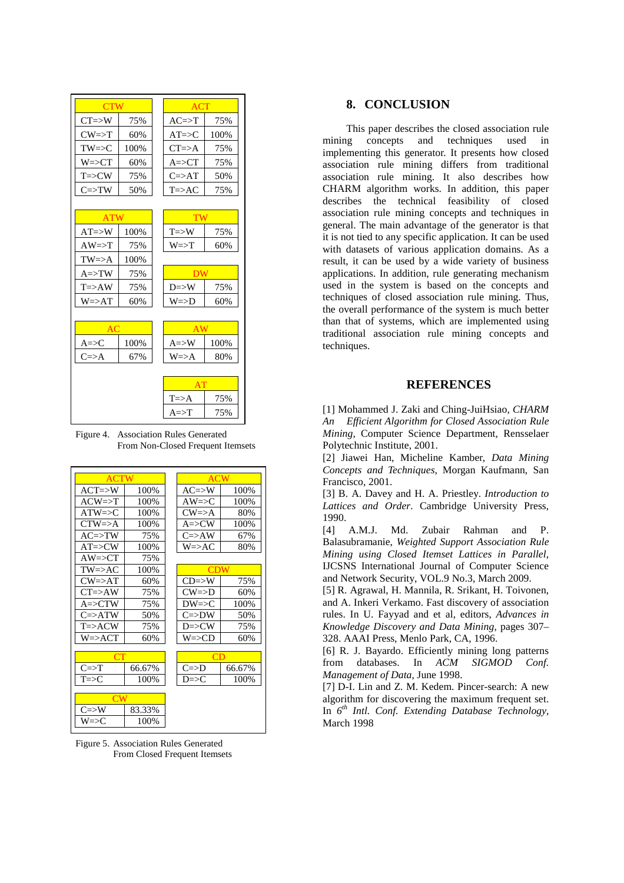| CTW | |
|---|---|
| CT=>W | 75% |
| CW=>T | 60% |
| TW=>C | 100% |
| W=>CT | 60% |
| T=>CW | 75% |
| C=>TW | 50% |

| ACT | |
|---|---|
| AC=>T | 75% |
| AT=>C | 100% |
| CT=>A | 75% |
| A=>CT | 75% |
| C=>AT | 50% |
| T=>AC | 75% |

| ATW | |
|---|---|
| AT=>W | 100% |
| AW=>T | 75% |
| TW=>A | 100% |
| A=>TW | 75% |
| T=>AW | 75% |
| W=>AT | 60% |

| TW | |
|---|---|
| T=>W | 75% |
| W=>T | 60% |

| DW | |
|---|---|
| D=>W | 75% |
| W=>D | 60% |

| AC | |
|---|---|
| A=>C | 100% |
| C=>A | 67% |

| AW | |
|---|---|
| A=>W | 100% |
| W=>A | 80% |

| AT | |
|---|---|
| T=>A | 75% |
| A=>T | 75% |

Figure 4. Association Rules Generated From Non-Closed Frequent Itemsets

| ACTW | |
|---|---|
| ACT=>W | 100% |
| ACW=>T | 100% |
| ATW=>C | 100% |
| CTW=>A | 100% |
| AC=>TW | 75% |
| AT=>CW | 100% |
| AW=>CT | 75% |
| TW=>AC | 100% |
| CW=>AT | 60% |
| CT=>AW | 75% |
| A=>CTW | 75% |
| C=>ATW | 50% |
| T=>ACW | 75% |
| W=>ACT | 60% |

| ACW | |
|---|---|
| AC=>W | 100% |
| AW=>C | 100% |
| CW=>A | 80% |
| A=>CW | 100% |
| C=>AW | 67% |
| W=>AC | 80% |

| CDW | |
|---|---|
| CD=>W | 75% |
| CW=>D | 60% |
| DW=>C | 100% |
| C=>DW | 50% |
| D=>CW | 75% |
| W=>CD | 60% |

| CT | |
|---|---|
| C=>T | 66.67% |
| T=>C | 100% |

| CD | |
|---|---|
| C=>D | 66.67% |
| D=>C | 100% |

| CW | |
|---|---|
| C=>W | 83.33% |
| W=>C | 100% |

Figure 5. Association Rules Generated From Closed Frequent Itemsets

## 8. CONCLUSION

This paper describes the closed association rule mining concepts and techniques used in implementing this generator. It presents how closed association rule mining differs from traditional association rule mining. It also describes how CHARM algorithm works. In addition, this paper describes the technical feasibility of closed association rule mining concepts and techniques in general. The main advantage of the generator is that it is not tied to any specific application. It can be used with datasets of various application domains. As a result, it can be used by a wide variety of business applications. In addition, rule generating mechanism used in the system is based on the concepts and techniques of closed association rule mining. Thus, the overall performance of the system is much better than that of systems, which are implemented using traditional association rule mining concepts and techniques.

## REFERENCES

[1] Mohammed J. Zaki and Ching-JuiHsiao, *CHARM An Efficient Algorithm for Closed Association Rule Mining*, Computer Science Department, Rensselaer Polytechnic Institute, 2001.

[2] Jiawei Han, Micheline Kamber, *Data Mining Concepts and Techniques*, Morgan Kaufmann, San Francisco, 2001.

[3] B. A. Davey and H. A. Priestley. *Introduction to Lattices and Order*. Cambridge University Press, 1990.

[4] A.M.J. Md. Zubair Rahman and P. Balasubramanie, *Weighted Support Association Rule Mining using Closed Itemset Lattices in Parallel*, IJCSNS International Journal of Computer Science and Network Security, VOL.9 No.3, March 2009.

[5] R. Agrawal, H. Mannila, R. Srikant, H. Toivonen, and A. Inkeri Verkamo. Fast discovery of association rules. In U. Fayyad and et al, editors, *Advances in Knowledge Discovery and Data Mining*, pages 307–328. AAAI Press, Menlo Park, CA, 1996.

[6] R. J. Bayardo. Efficiently mining long patterns from databases. In *ACM SIGMOD Conf. Management of Data*, June 1998.

[7] D-I. Lin and Z. M. Kedem. Pincer-search: A new algorithm for discovering the maximum frequent set. In *6th Intl. Conf. Extending Database Technology*, March 1998